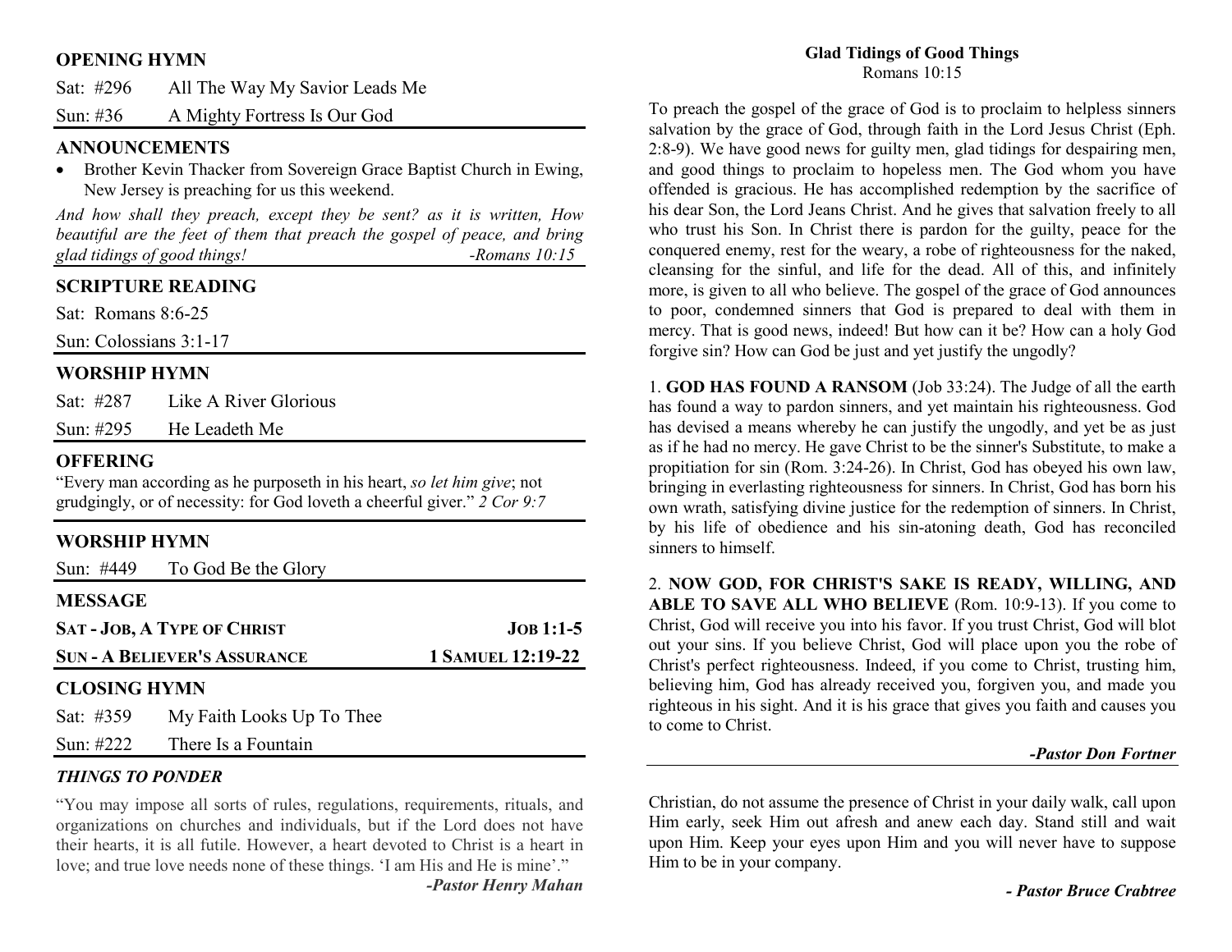## OPENING HYMN

Sat: #296 All The Way My Savior Leads Me

Sun: #36 A Mighty Fortress Is Our God

## ANNOUNCEMENTS

- Brother Kevin Thacker from Sovereign Grace Baptist Church in Ewing, New Jersey is preaching for us this weekend.

*And how shall they preach, except they be sent? as it is written, How beautiful are the feet of them that preach the gospel of peace, and bring glad tidings of good things!* -Romans 10:15

## SCRIPTURE READING

Sat: Romans 8:6-25

Sun: Colossians 3:1-17

## WORSHIP HYMN

Sat: #287 Like A River Glorious

Sun: #295 He Leadeth Me

## OFFERING

"Every man according as he purposeth in his heart, *so let him give*; not grudgingly, or of necessity: for God loveth a cheerful giver." *2 Cor 9:7*

## WORSHIP HYMN

Sun: #449 To God Be the Glory

## MESSAGE

**SAT - JOB, A TYPE OF CHRIST** **JOB 1:1-5**

**SUN - A BELIEVER'S ASSURANCE** **1 SAMUEL 12:19-22**

## CLOSING HYMN

Sat: #359 My Faith Looks Up To Thee

Sun: #222 There Is a Fountain

### *THINGS TO PONDER*

"You may impose all sorts of rules, regulations, requirements, rituals, and organizations on churches and individuals, but if the Lord does not have their hearts, it is all futile. However, a heart devoted to Christ is a heart in love; and true love needs none of these things. 'I am His and He is mine'."

***-Pastor Henry Mahan***

### Glad Tidings of Good Things

Romans 10:15

To preach the gospel of the grace of God is to proclaim to helpless sinners salvation by the grace of God, through faith in the Lord Jesus Christ (Eph. 2:8-9). We have good news for guilty men, glad tidings for despairing men, and good things to proclaim to hopeless men. The God whom you have offended is gracious. He has accomplished redemption by the sacrifice of his dear Son, the Lord Jeans Christ. And he gives that salvation freely to all who trust his Son. In Christ there is pardon for the guilty, peace for the conquered enemy, rest for the weary, a robe of righteousness for the naked, cleansing for the sinful, and life for the dead. All of this, and infinitely more, is given to all who believe. The gospel of the grace of God announces to poor, condemned sinners that God is prepared to deal with them in mercy. That is good news, indeed! But how can it be? How can a holy God forgive sin? How can God be just and yet justify the ungodly?

1. **GOD HAS FOUND A RANSOM** (Job 33:24). The Judge of all the earth has found a way to pardon sinners, and yet maintain his righteousness. God has devised a means whereby he can justify the ungodly, and yet be as just as if he had no mercy. He gave Christ to be the sinner's Substitute, to make a propitiation for sin (Rom. 3:24-26). In Christ, God has obeyed his own law, bringing in everlasting righteousness for sinners. In Christ, God has born his own wrath, satisfying divine justice for the redemption of sinners. In Christ, by his life of obedience and his sin-atoning death, God has reconciled sinners to himself.

2. **NOW GOD, FOR CHRIST'S SAKE IS READY, WILLING, AND ABLE TO SAVE ALL WHO BELIEVE** (Rom. 10:9-13). If you come to Christ, God will receive you into his favor. If you trust Christ, God will blot out your sins. If you believe Christ, God will place upon you the robe of Christ's perfect righteousness. Indeed, if you come to Christ, trusting him, believing him, God has already received you, forgiven you, and made you righteous in his sight. And it is his grace that gives you faith and causes you to come to Christ.

***-Pastor Don Fortner***

---

Christian, do not assume the presence of Christ in your daily walk, call upon Him early, seek Him out afresh and anew each day. Stand still and wait upon Him. Keep your eyes upon Him and you will never have to suppose Him to be in your company.

***- Pastor Bruce Crabtree***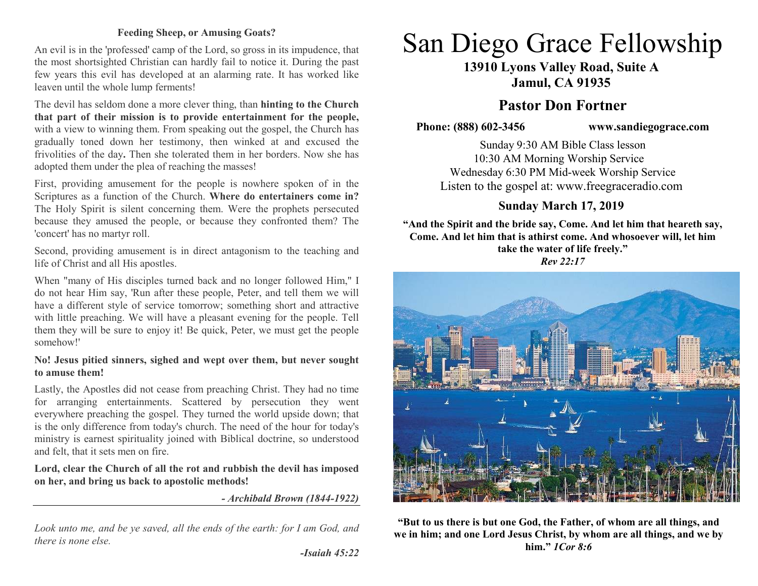### Feeding Sheep, or Amusing Goats?

An evil is in the 'professed' camp of the Lord, so gross in its impudence, that the most shortsighted Christian can hardly fail to notice it. During the past few years this evil has developed at an alarming rate. It has worked like leaven until the whole lump ferments!

The devil has seldom done a more clever thing, than **hinting to the Church that part of their mission is to provide entertainment for the people,** with a view to winning them. From speaking out the gospel, the Church has gradually toned down her testimony, then winked at and excused the frivolities of the day**.** Then she tolerated them in her borders. Now she has adopted them under the plea of reaching the masses!

First, providing amusement for the people is nowhere spoken of in the Scriptures as a function of the Church. **Where do entertainers come in?** The Holy Spirit is silent concerning them. Were the prophets persecuted because they amused the people, or because they confronted them? The 'concert' has no martyr roll.

Second, providing amusement is in direct antagonism to the teaching and life of Christ and all His apostles.

When "many of His disciples turned back and no longer followed Him," I do not hear Him say, 'Run after these people, Peter, and tell them we will have a different style of service tomorrow; something short and attractive with little preaching. We will have a pleasant evening for the people. Tell them they will be sure to enjoy it! Be quick, Peter, we must get the people somehow!'

**No! Jesus pitied sinners, sighed and wept over them, but never sought to amuse them!**

Lastly, the Apostles did not cease from preaching Christ. They had no time for arranging entertainments. Scattered by persecution they went everywhere preaching the gospel. They turned the world upside down; that is the only difference from today's church. The need of the hour for today's ministry is earnest spirituality joined with Biblical doctrine, so understood and felt, that it sets men on fire.

**Lord, clear the Church of all the rot and rubbish the devil has imposed on her, and bring us back to apostolic methods!**

***- Archibald Brown (1844-1922)***

---

*Look unto me, and be ye saved, all the ends of the earth: for I am God, and there is none else.*

***-Isaiah 45:22***

# San Diego Grace Fellowship

**13910 Lyons Valley Road, Suite A**
**Jamul, CA 91935**

## Pastor Don Fortner

**Phone: (888) 602-3456** **www.sandiegograce.com**

Sunday 9:30 AM Bible Class lesson
10:30 AM Morning Worship Service
Wednesday 6:30 PM Mid-week Worship Service
Listen to the gospel at: www.freegraceradio.com

### Sunday March 17, 2019

**"And the Spirit and the bride say, Come. And let him that heareth say, Come. And let him that is athirst come. And whosoever will, let him take the water of life freely."**
***Rev 22:17***

**"But to us there is but one God, the Father, of whom are all things, and we in him; and one Lord Jesus Christ, by whom are all things, and we by him."** ***1Cor 8:6***